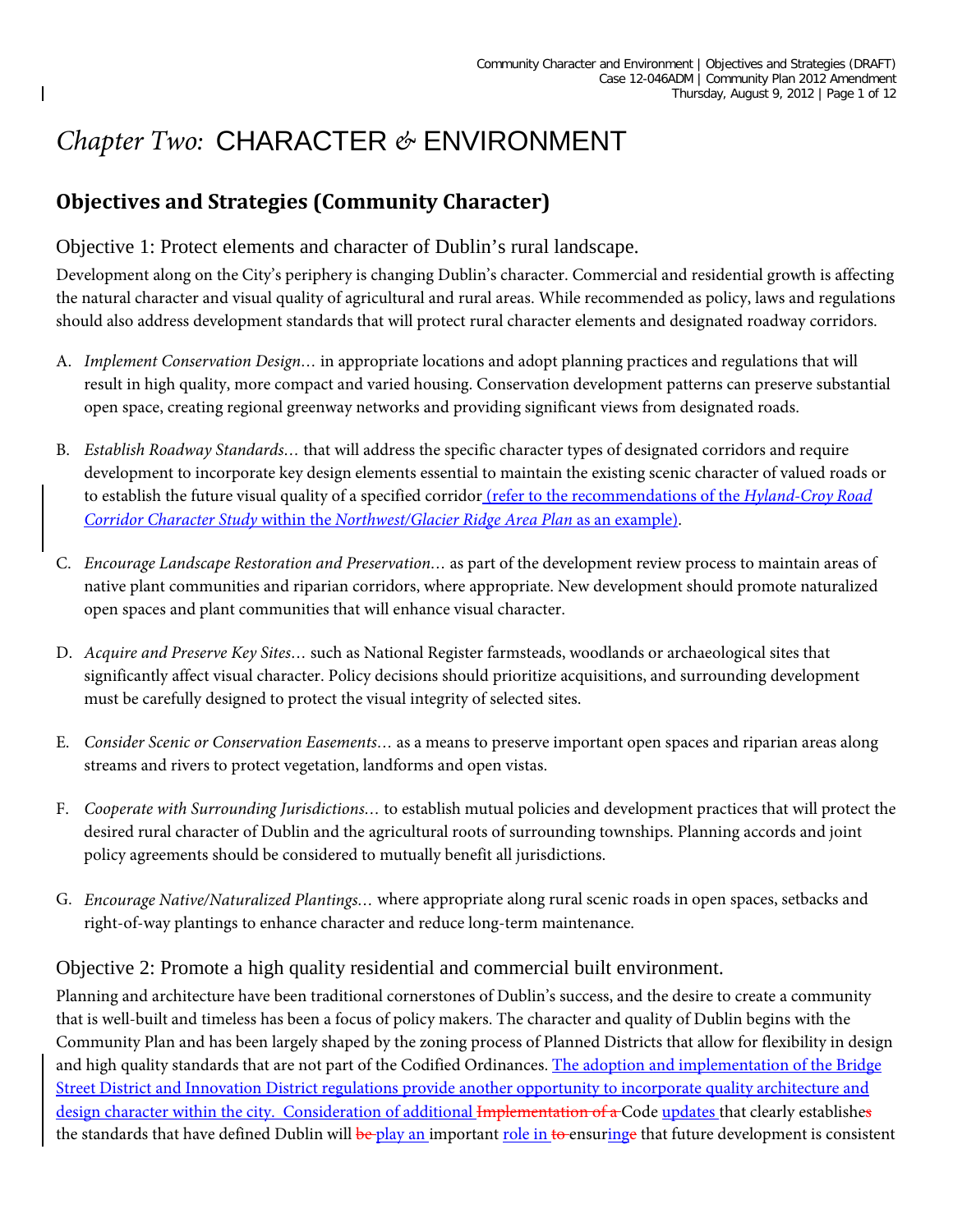# *Chapter Two:* CHARACTER & ENVIRONMENT

## Objectives and Strategies (Community Character)

### Objective 1: Protect elements and character of Dublin's rural landscape.

Development along on the City's periphery is changing Dublin's character. Commercial and residential growth is affecting the natural character and visual quality of agricultural and rural areas. While recommended as policy, laws and regulations should also address development standards that will protect rural character elements and designated roadway corridors.

A. *Implement Conservation Design…* in appropriate locations and adopt planning practices and regulations that will result in high quality, more compact and varied housing. Conservation development patterns can preserve substantial open space, creating regional greenway networks and providing significant views from designated roads.

B. *Establish Roadway Standards…* that will address the specific character types of designated corridors and require development to incorporate key design elements essential to maintain the existing scenic character of valued roads or to establish the future visual quality of a specified corridor (refer to the recommendations of the *Hyland-Croy Road Corridor Character Study* within the *Northwest/Glacier Ridge Area Plan* as an example).

C. *Encourage Landscape Restoration and Preservation…* as part of the development review process to maintain areas of native plant communities and riparian corridors, where appropriate. New development should promote naturalized open spaces and plant communities that will enhance visual character.

D. *Acquire and Preserve Key Sites…* such as National Register farmsteads, woodlands or archaeological sites that significantly affect visual character. Policy decisions should prioritize acquisitions, and surrounding development must be carefully designed to protect the visual integrity of selected sites.

E. *Consider Scenic or Conservation Easements…* as a means to preserve important open spaces and riparian areas along streams and rivers to protect vegetation, landforms and open vistas.

F. *Cooperate with Surrounding Jurisdictions…* to establish mutual policies and development practices that will protect the desired rural character of Dublin and the agricultural roots of surrounding townships. Planning accords and joint policy agreements should be considered to mutually benefit all jurisdictions.

G. *Encourage Native/Naturalized Plantings…* where appropriate along rural scenic roads in open spaces, setbacks and right-of-way plantings to enhance character and reduce long-term maintenance.

### Objective 2: Promote a high quality residential and commercial built environment.

Planning and architecture have been traditional cornerstones of Dublin's success, and the desire to create a community that is well-built and timeless has been a focus of policy makers. The character and quality of Dublin begins with the Community Plan and has been largely shaped by the zoning process of Planned Districts that allow for flexibility in design and high quality standards that are not part of the Codified Ordinances. The adoption and implementation of the Bridge Street District and Innovation District regulations provide another opportunity to incorporate quality architecture and design character within the city. Consideration of additional ~~Implementation of a~~ Code updates that clearly establishes~~s~~ the standards that have defined Dublin will ~~be~~ play an important role in ~~to~~ ensuring~~e~~ that future development is consistent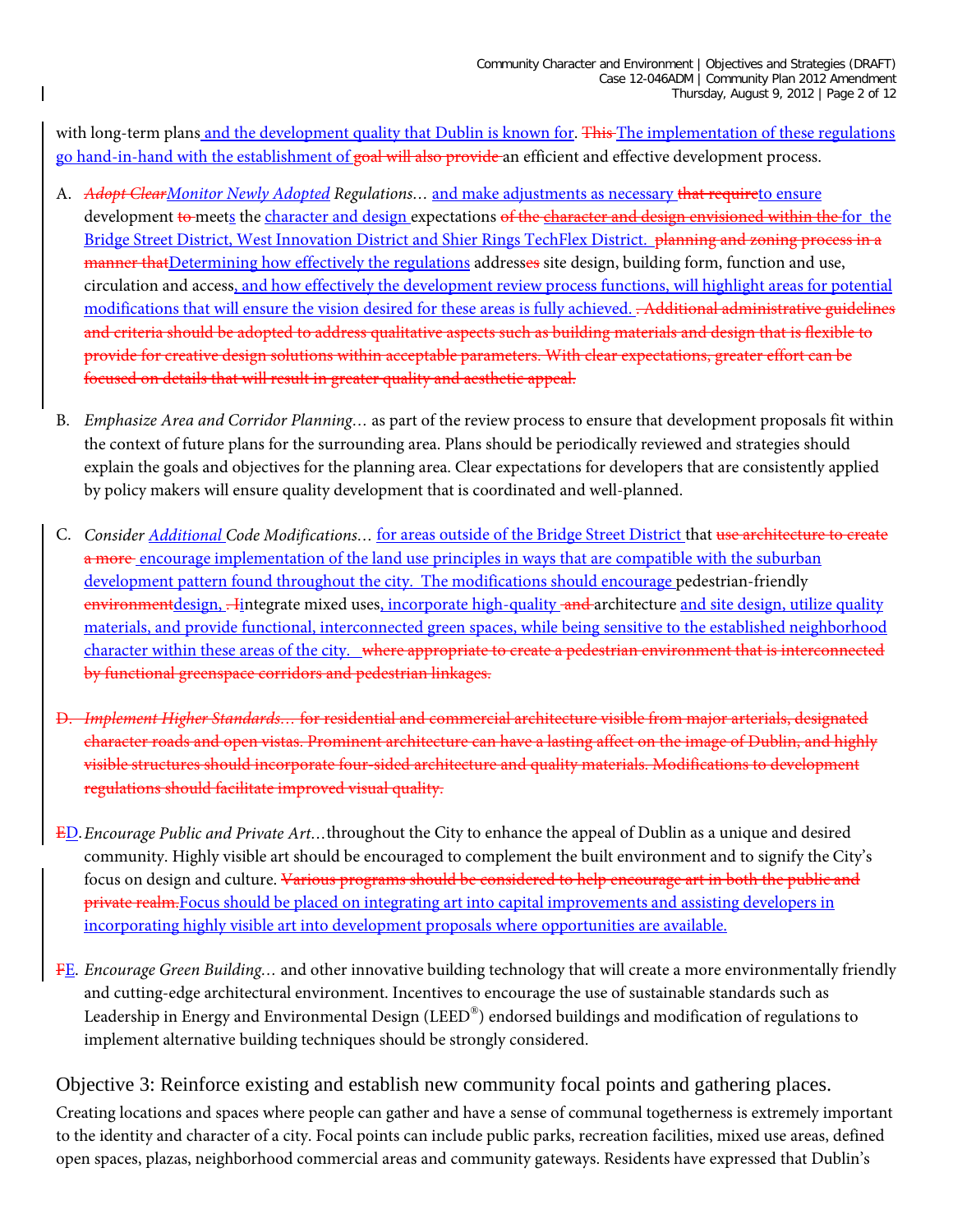with long-term plans and the development quality that Dublin is known for. ~~This~~ The implementation of these regulations go hand-in-hand with the establishment of ~~goal will also provide~~ an efficient and effective development process.

A. *~~Adopt Clear~~ Monitor Newly Adopted Regulations…* and make adjustments as necessary ~~that require~~ to ensure development ~~to~~ meets the character and design expectations ~~of the character and design envisioned within the~~ for the Bridge Street District, West Innovation District and Shier Rings TechFlex District. ~~planning and zoning process in a manner that~~ Determining how effectively the regulations address~~es~~ site design, building form, function and use, circulation and access, and how effectively the development review process functions, will highlight areas for potential modifications that will ensure the vision desired for these areas is fully achieved. ~~. Additional administrative guidelines and criteria should be adopted to address qualitative aspects such as building materials and design that is flexible to provide for creative design solutions within acceptable parameters. With clear expectations, greater effort can be focused on details that will result in greater quality and aesthetic appeal.~~

B. *Emphasize Area and Corridor Planning…* as part of the review process to ensure that development proposals fit within the context of future plans for the surrounding area. Plans should be periodically reviewed and strategies should explain the goals and objectives for the planning area. Clear expectations for developers that are consistently applied by policy makers will ensure quality development that is coordinated and well-planned.

C. *Consider Additional Code Modifications…* for areas outside of the Bridge Street District that ~~use architecture to create a more~~ encourage implementation of the land use principles in ways that are compatible with the suburban development pattern found throughout the city. The modifications should encourage pedestrian-friendly ~~environment~~ design, ~~. I~~ integrate mixed uses, incorporate high-quality ~~and~~ architecture and site design, utilize quality materials, and provide functional, interconnected green spaces, while being sensitive to the established neighborhood character within these areas of the city. ~~where appropriate to create a pedestrian environment that is interconnected by functional greenspace corridors and pedestrian linkages.~~

~~D. *Implement Higher Standards…* for residential and commercial architecture visible from major arterials, designated character roads and open vistas. Prominent architecture can have a lasting affect on the image of Dublin, and highly visible structures should incorporate four-sided architecture and quality materials. Modifications to development regulations should facilitate improved visual quality.~~

~~E~~D. *Encourage Public and Private Art…* throughout the City to enhance the appeal of Dublin as a unique and desired community. Highly visible art should be encouraged to complement the built environment and to signify the City's focus on design and culture. ~~Various programs should be considered to help encourage art in both the public and private realm.~~ Focus should be placed on integrating art into capital improvements and assisting developers in incorporating highly visible art into development proposals where opportunities are available.

~~F~~E. *Encourage Green Building…* and other innovative building technology that will create a more environmentally friendly and cutting-edge architectural environment. Incentives to encourage the use of sustainable standards such as Leadership in Energy and Environmental Design (LEED®) endorsed buildings and modification of regulations to implement alternative building techniques should be strongly considered.

## Objective 3: Reinforce existing and establish new community focal points and gathering places.

Creating locations and spaces where people can gather and have a sense of communal togetherness is extremely important to the identity and character of a city. Focal points can include public parks, recreation facilities, mixed use areas, defined open spaces, plazas, neighborhood commercial areas and community gateways. Residents have expressed that Dublin's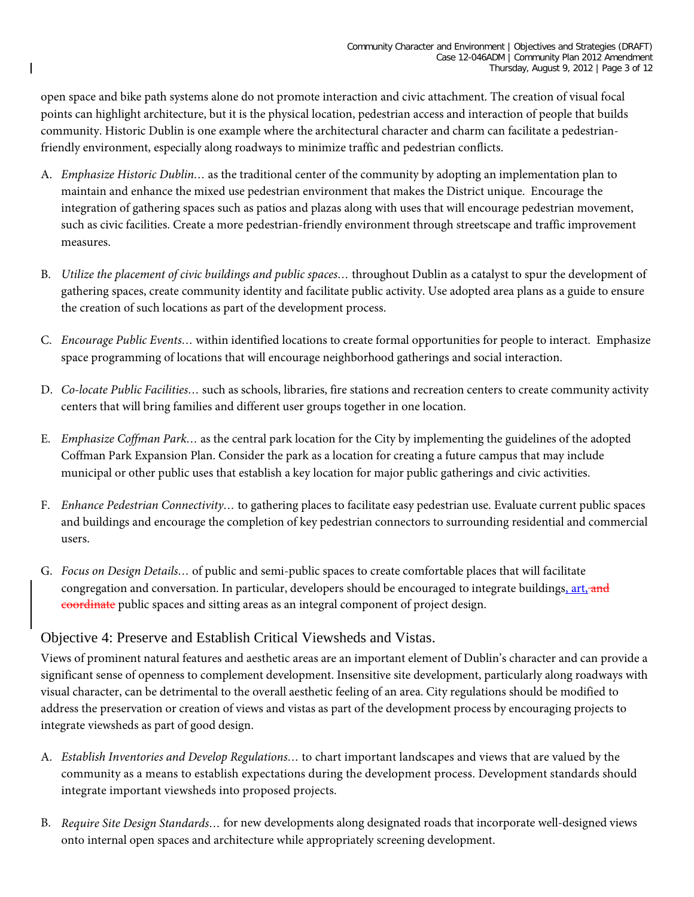open space and bike path systems alone do not promote interaction and civic attachment. The creation of visual focal points can highlight architecture, but it is the physical location, pedestrian access and interaction of people that builds community. Historic Dublin is one example where the architectural character and charm can facilitate a pedestrian-friendly environment, especially along roadways to minimize traffic and pedestrian conflicts.

A. *Emphasize Historic Dublin…* as the traditional center of the community by adopting an implementation plan to maintain and enhance the mixed use pedestrian environment that makes the District unique. Encourage the integration of gathering spaces such as patios and plazas along with uses that will encourage pedestrian movement, such as civic facilities. Create a more pedestrian-friendly environment through streetscape and traffic improvement measures.

B. *Utilize the placement of civic buildings and public spaces…* throughout Dublin as a catalyst to spur the development of gathering spaces, create community identity and facilitate public activity. Use adopted area plans as a guide to ensure the creation of such locations as part of the development process.

C. *Encourage Public Events…* within identified locations to create formal opportunities for people to interact. Emphasize space programming of locations that will encourage neighborhood gatherings and social interaction.

D. *Co-locate Public Facilities…* such as schools, libraries, fire stations and recreation centers to create community activity centers that will bring families and different user groups together in one location.

E. *Emphasize Coffman Park…* as the central park location for the City by implementing the guidelines of the adopted Coffman Park Expansion Plan. Consider the park as a location for creating a future campus that may include municipal or other public uses that establish a key location for major public gatherings and civic activities.

F. *Enhance Pedestrian Connectivity…* to gathering places to facilitate easy pedestrian use. Evaluate current public spaces and buildings and encourage the completion of key pedestrian connectors to surrounding residential and commercial users.

G. *Focus on Design Details…* of public and semi-public spaces to create comfortable places that will facilitate congregation and conversation. In particular, developers should be encouraged to integrate buildings, art, ~~and coordinate~~ public spaces and sitting areas as an integral component of project design.

## Objective 4: Preserve and Establish Critical Viewsheds and Vistas.

Views of prominent natural features and aesthetic areas are an important element of Dublin's character and can provide a significant sense of openness to complement development. Insensitive site development, particularly along roadways with visual character, can be detrimental to the overall aesthetic feeling of an area. City regulations should be modified to address the preservation or creation of views and vistas as part of the development process by encouraging projects to integrate viewsheds as part of good design.

A. *Establish Inventories and Develop Regulations…* to chart important landscapes and views that are valued by the community as a means to establish expectations during the development process. Development standards should integrate important viewsheds into proposed projects.

B. *Require Site Design Standards…* for new developments along designated roads that incorporate well-designed views onto internal open spaces and architecture while appropriately screening development.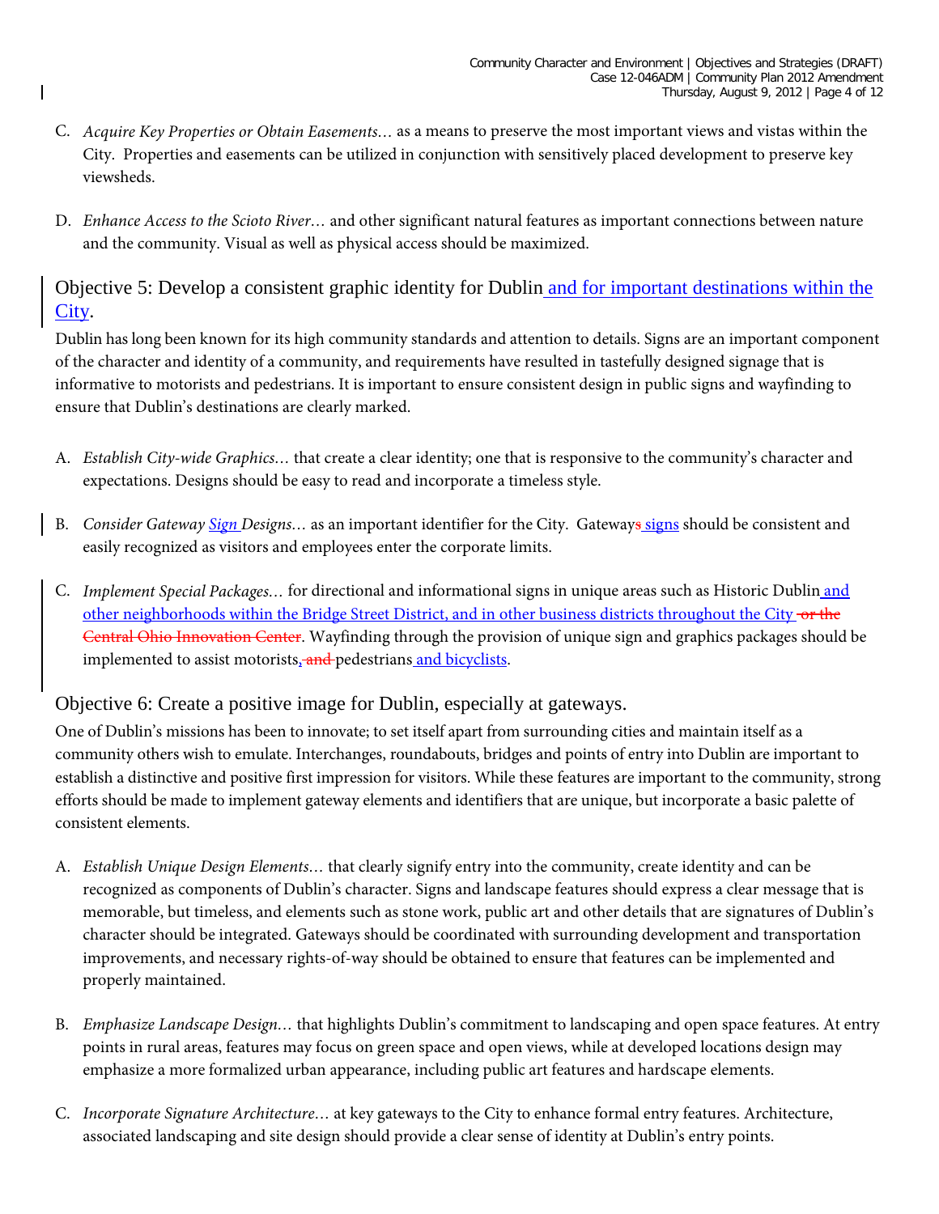C. *Acquire Key Properties or Obtain Easements…* as a means to preserve the most important views and vistas within the City. Properties and easements can be utilized in conjunction with sensitively placed development to preserve key viewsheds.

D. *Enhance Access to the Scioto River…* and other significant natural features as important connections between nature and the community. Visual as well as physical access should be maximized.

## Objective 5: Develop a consistent graphic identity for Dublin and for important destinations within the City.

Dublin has long been known for its high community standards and attention to details. Signs are an important component of the character and identity of a community, and requirements have resulted in tastefully designed signage that is informative to motorists and pedestrians. It is important to ensure consistent design in public signs and wayfinding to ensure that Dublin's destinations are clearly marked.

A. *Establish City-wide Graphics…* that create a clear identity; one that is responsive to the community's character and expectations. Designs should be easy to read and incorporate a timeless style.

B. *Consider Gateway Sign Designs…* as an important identifier for the City. ~~Gateways~~ Gateway signs should be consistent and easily recognized as visitors and employees enter the corporate limits.

C. *Implement Special Packages…* for directional and informational signs in unique areas such as Historic Dublin and other neighborhoods within the Bridge Street District, and in other business districts throughout the City ~~or the Central Ohio Innovation Center~~. Wayfinding through the provision of unique sign and graphics packages should be implemented to assist motorists, ~~and~~ pedestrians and bicyclists.

## Objective 6: Create a positive image for Dublin, especially at gateways.

One of Dublin's missions has been to innovate; to set itself apart from surrounding cities and maintain itself as a community others wish to emulate. Interchanges, roundabouts, bridges and points of entry into Dublin are important to establish a distinctive and positive first impression for visitors. While these features are important to the community, strong efforts should be made to implement gateway elements and identifiers that are unique, but incorporate a basic palette of consistent elements.

A. *Establish Unique Design Elements…* that clearly signify entry into the community, create identity and can be recognized as components of Dublin's character. Signs and landscape features should express a clear message that is memorable, but timeless, and elements such as stone work, public art and other details that are signatures of Dublin's character should be integrated. Gateways should be coordinated with surrounding development and transportation improvements, and necessary rights-of-way should be obtained to ensure that features can be implemented and properly maintained.

B. *Emphasize Landscape Design…* that highlights Dublin's commitment to landscaping and open space features. At entry points in rural areas, features may focus on green space and open views, while at developed locations design may emphasize a more formalized urban appearance, including public art features and hardscape elements.

C. *Incorporate Signature Architecture…* at key gateways to the City to enhance formal entry features. Architecture, associated landscaping and site design should provide a clear sense of identity at Dublin's entry points.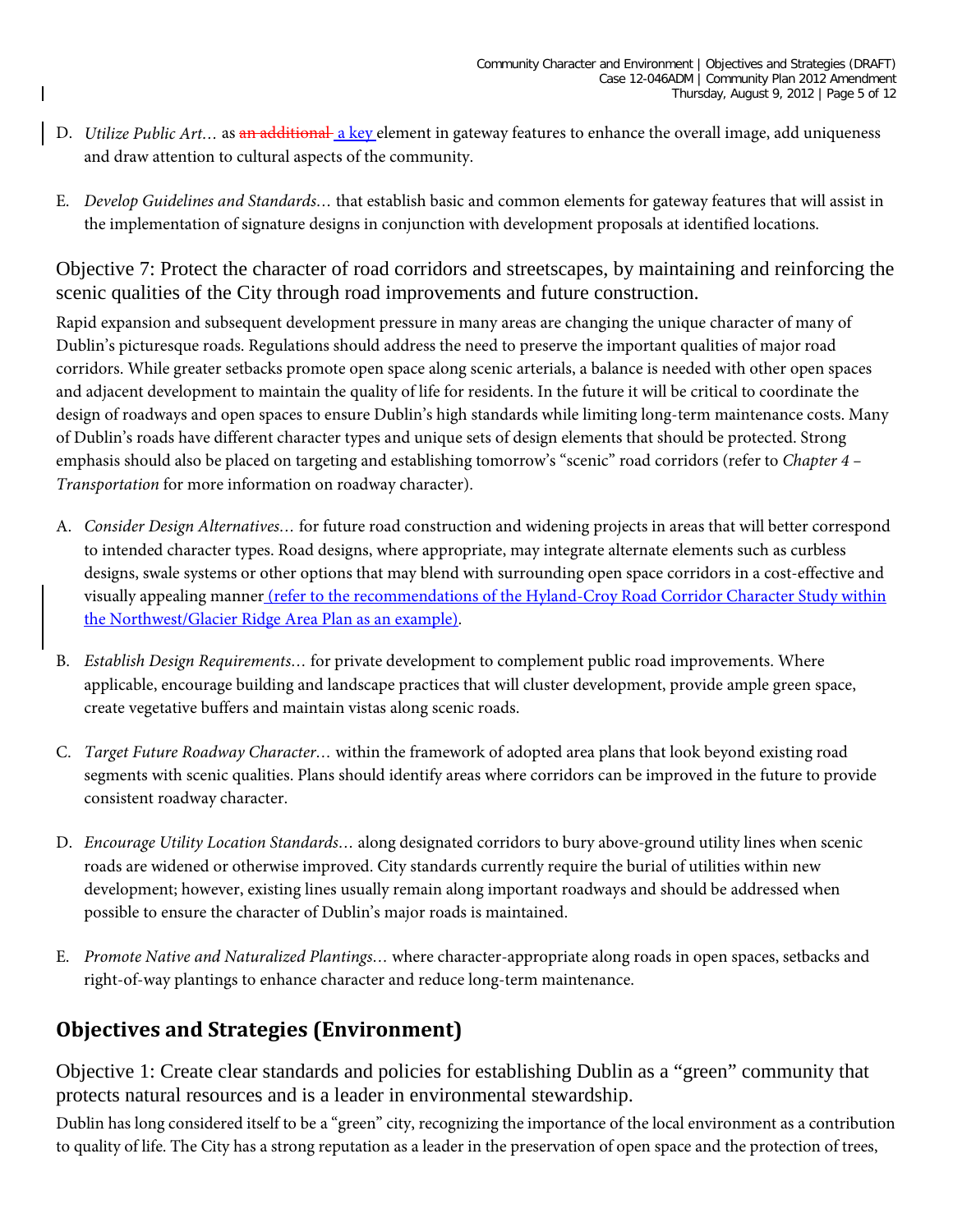D. *Utilize Public Art…* as ~~an additional~~ a key element in gateway features to enhance the overall image, add uniqueness and draw attention to cultural aspects of the community.

E. *Develop Guidelines and Standards…* that establish basic and common elements for gateway features that will assist in the implementation of signature designs in conjunction with development proposals at identified locations.

### Objective 7: Protect the character of road corridors and streetscapes, by maintaining and reinforcing the scenic qualities of the City through road improvements and future construction.

Rapid expansion and subsequent development pressure in many areas are changing the unique character of many of Dublin's picturesque roads. Regulations should address the need to preserve the important qualities of major road corridors. While greater setbacks promote open space along scenic arterials, a balance is needed with other open spaces and adjacent development to maintain the quality of life for residents. In the future it will be critical to coordinate the design of roadways and open spaces to ensure Dublin's high standards while limiting long-term maintenance costs. Many of Dublin's roads have different character types and unique sets of design elements that should be protected. Strong emphasis should also be placed on targeting and establishing tomorrow's "scenic" road corridors (refer to *Chapter 4 – Transportation* for more information on roadway character).

A. *Consider Design Alternatives…* for future road construction and widening projects in areas that will better correspond to intended character types. Road designs, where appropriate, may integrate alternate elements such as curbless designs, swale systems or other options that may blend with surrounding open space corridors in a cost-effective and visually appealing manner (refer to the recommendations of the Hyland-Croy Road Corridor Character Study within the Northwest/Glacier Ridge Area Plan as an example).

B. *Establish Design Requirements…* for private development to complement public road improvements. Where applicable, encourage building and landscape practices that will cluster development, provide ample green space, create vegetative buffers and maintain vistas along scenic roads.

C. *Target Future Roadway Character…* within the framework of adopted area plans that look beyond existing road segments with scenic qualities. Plans should identify areas where corridors can be improved in the future to provide consistent roadway character.

D. *Encourage Utility Location Standards…* along designated corridors to bury above-ground utility lines when scenic roads are widened or otherwise improved. City standards currently require the burial of utilities within new development; however, existing lines usually remain along important roadways and should be addressed when possible to ensure the character of Dublin's major roads is maintained.

E. *Promote Native and Naturalized Plantings…* where character-appropriate along roads in open spaces, setbacks and right-of-way plantings to enhance character and reduce long-term maintenance.

## Objectives and Strategies (Environment)

### Objective 1: Create clear standards and policies for establishing Dublin as a "green" community that protects natural resources and is a leader in environmental stewardship.

Dublin has long considered itself to be a "green" city, recognizing the importance of the local environment as a contribution to quality of life. The City has a strong reputation as a leader in the preservation of open space and the protection of trees,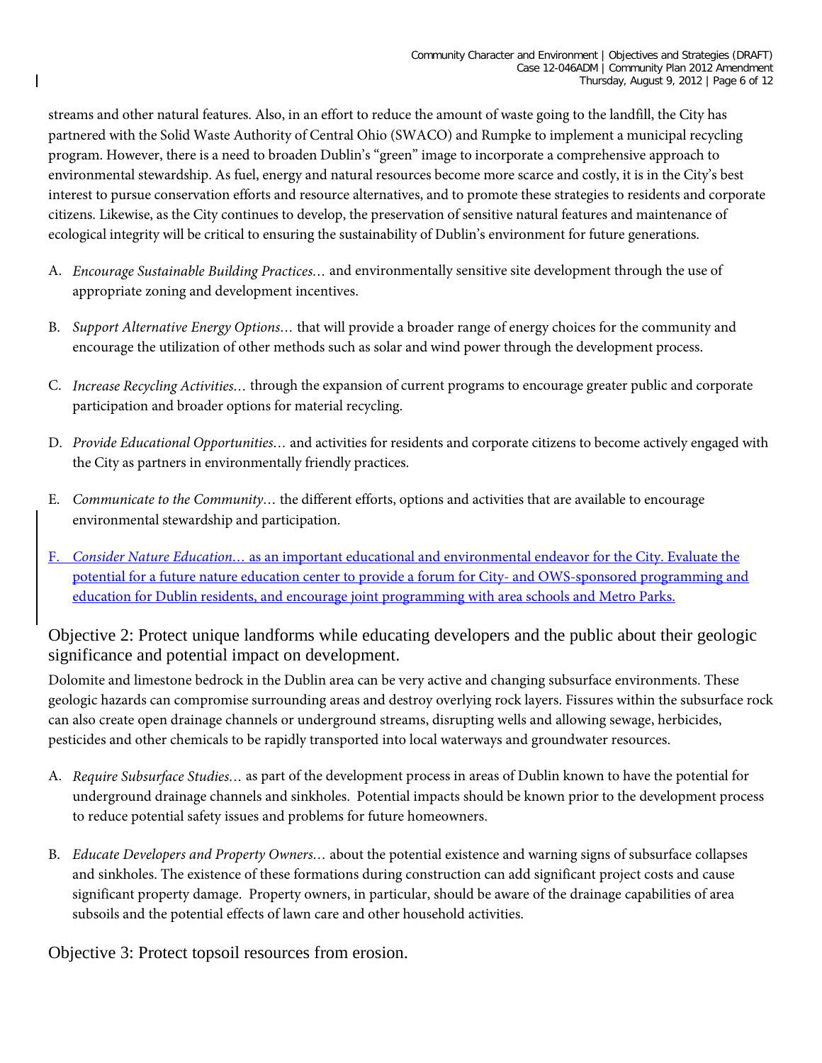streams and other natural features. Also, in an effort to reduce the amount of waste going to the landfill, the City has partnered with the Solid Waste Authority of Central Ohio (SWACO) and Rumpke to implement a municipal recycling program. However, there is a need to broaden Dublin's "green" image to incorporate a comprehensive approach to environmental stewardship. As fuel, energy and natural resources become more scarce and costly, it is in the City's best interest to pursue conservation efforts and resource alternatives, and to promote these strategies to residents and corporate citizens. Likewise, as the City continues to develop, the preservation of sensitive natural features and maintenance of ecological integrity will be critical to ensuring the sustainability of Dublin's environment for future generations.

A. *Encourage Sustainable Building Practices…* and environmentally sensitive site development through the use of appropriate zoning and development incentives.

B. *Support Alternative Energy Options…* that will provide a broader range of energy choices for the community and encourage the utilization of other methods such as solar and wind power through the development process.

C. *Increase Recycling Activities…* through the expansion of current programs to encourage greater public and corporate participation and broader options for material recycling.

D. *Provide Educational Opportunities…* and activities for residents and corporate citizens to become actively engaged with the City as partners in environmentally friendly practices.

E. *Communicate to the Community…* the different efforts, options and activities that are available to encourage environmental stewardship and participation.

F. *Consider Nature Education…* as an important educational and environmental endeavor for the City. Evaluate the potential for a future nature education center to provide a forum for City- and OWS-sponsored programming and education for Dublin residents, and encourage joint programming with area schools and Metro Parks.

## Objective 2: Protect unique landforms while educating developers and the public about their geologic significance and potential impact on development.

Dolomite and limestone bedrock in the Dublin area can be very active and changing subsurface environments. These geologic hazards can compromise surrounding areas and destroy overlying rock layers. Fissures within the subsurface rock can also create open drainage channels or underground streams, disrupting wells and allowing sewage, herbicides, pesticides and other chemicals to be rapidly transported into local waterways and groundwater resources.

A. *Require Subsurface Studies…* as part of the development process in areas of Dublin known to have the potential for underground drainage channels and sinkholes. Potential impacts should be known prior to the development process to reduce potential safety issues and problems for future homeowners.

B. *Educate Developers and Property Owners…* about the potential existence and warning signs of subsurface collapses and sinkholes. The existence of these formations during construction can add significant project costs and cause significant property damage. Property owners, in particular, should be aware of the drainage capabilities of area subsoils and the potential effects of lawn care and other household activities.

## Objective 3: Protect topsoil resources from erosion.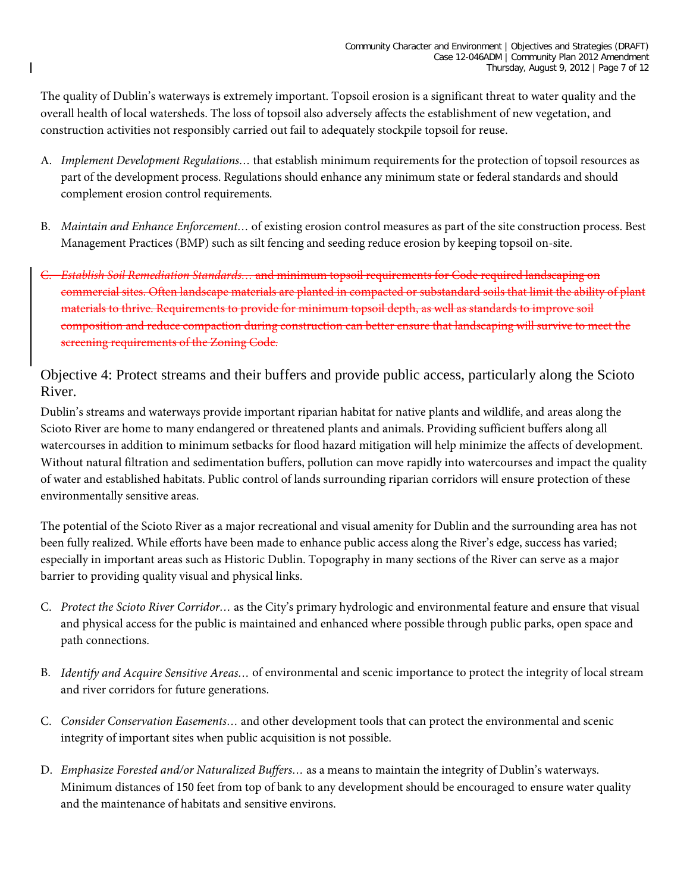The quality of Dublin's waterways is extremely important. Topsoil erosion is a significant threat to water quality and the overall health of local watersheds. The loss of topsoil also adversely affects the establishment of new vegetation, and construction activities not responsibly carried out fail to adequately stockpile topsoil for reuse.

A. *Implement Development Regulations…* that establish minimum requirements for the protection of topsoil resources as part of the development process. Regulations should enhance any minimum state or federal standards and should complement erosion control requirements.

B. *Maintain and Enhance Enforcement…* of existing erosion control measures as part of the site construction process. Best Management Practices (BMP) such as silt fencing and seeding reduce erosion by keeping topsoil on-site.

~~C. *Establish Soil Remediation Standards…* and minimum topsoil requirements for Code required landscaping on commercial sites. Often landscape materials are planted in compacted or substandard soils that limit the ability of plant materials to thrive. Requirements to provide for minimum topsoil depth, as well as standards to improve soil composition and reduce compaction during construction can better ensure that landscaping will survive to meet the screening requirements of the Zoning Code.~~

## Objective 4: Protect streams and their buffers and provide public access, particularly along the Scioto River.

Dublin's streams and waterways provide important riparian habitat for native plants and wildlife, and areas along the Scioto River are home to many endangered or threatened plants and animals. Providing sufficient buffers along all watercourses in addition to minimum setbacks for flood hazard mitigation will help minimize the affects of development. Without natural filtration and sedimentation buffers, pollution can move rapidly into watercourses and impact the quality of water and established habitats. Public control of lands surrounding riparian corridors will ensure protection of these environmentally sensitive areas.

The potential of the Scioto River as a major recreational and visual amenity for Dublin and the surrounding area has not been fully realized. While efforts have been made to enhance public access along the River's edge, success has varied; especially in important areas such as Historic Dublin. Topography in many sections of the River can serve as a major barrier to providing quality visual and physical links.

C. *Protect the Scioto River Corridor…* as the City's primary hydrologic and environmental feature and ensure that visual and physical access for the public is maintained and enhanced where possible through public parks, open space and path connections.

B. *Identify and Acquire Sensitive Areas…* of environmental and scenic importance to protect the integrity of local stream and river corridors for future generations.

C. *Consider Conservation Easements…* and other development tools that can protect the environmental and scenic integrity of important sites when public acquisition is not possible.

D. *Emphasize Forested and/or Naturalized Buffers…* as a means to maintain the integrity of Dublin's waterways. Minimum distances of 150 feet from top of bank to any development should be encouraged to ensure water quality and the maintenance of habitats and sensitive environs.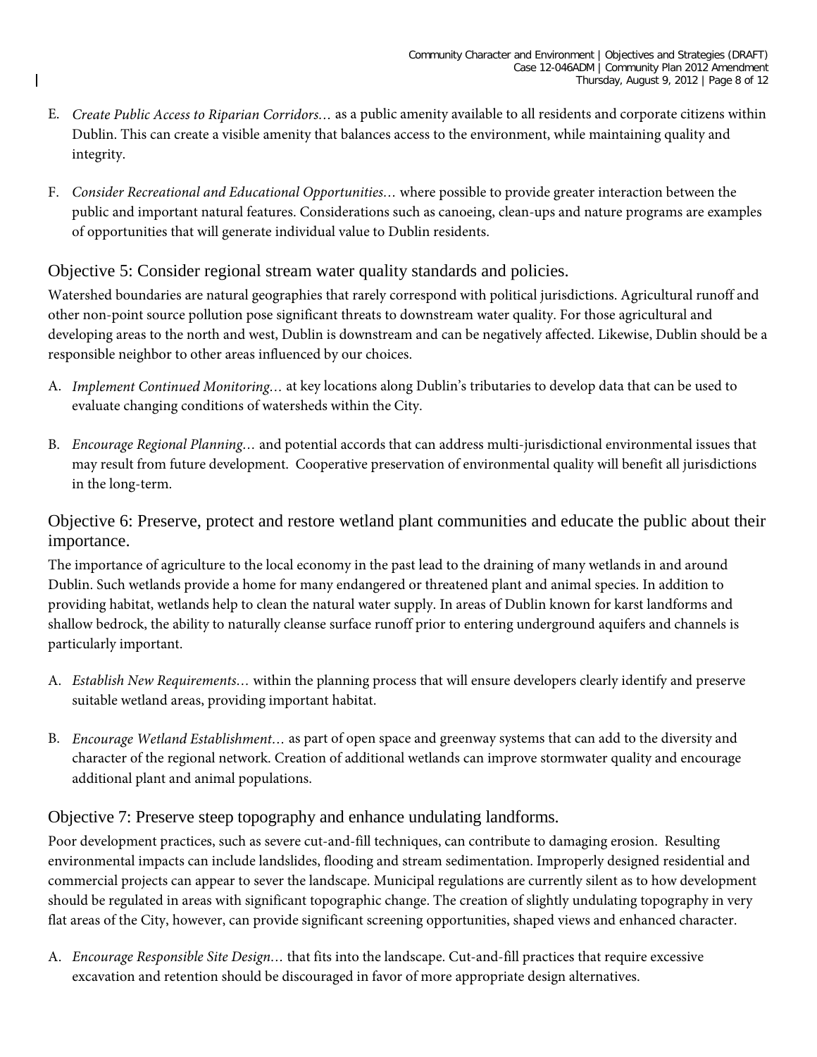E. *Create Public Access to Riparian Corridors…* as a public amenity available to all residents and corporate citizens within Dublin. This can create a visible amenity that balances access to the environment, while maintaining quality and integrity.

F. *Consider Recreational and Educational Opportunities…* where possible to provide greater interaction between the public and important natural features. Considerations such as canoeing, clean-ups and nature programs are examples of opportunities that will generate individual value to Dublin residents.

## Objective 5: Consider regional stream water quality standards and policies.

Watershed boundaries are natural geographies that rarely correspond with political jurisdictions. Agricultural runoff and other non-point source pollution pose significant threats to downstream water quality. For those agricultural and developing areas to the north and west, Dublin is downstream and can be negatively affected. Likewise, Dublin should be a responsible neighbor to other areas influenced by our choices.

A. *Implement Continued Monitoring…* at key locations along Dublin's tributaries to develop data that can be used to evaluate changing conditions of watersheds within the City.

B. *Encourage Regional Planning…* and potential accords that can address multi-jurisdictional environmental issues that may result from future development. Cooperative preservation of environmental quality will benefit all jurisdictions in the long-term.

## Objective 6: Preserve, protect and restore wetland plant communities and educate the public about their importance.

The importance of agriculture to the local economy in the past lead to the draining of many wetlands in and around Dublin. Such wetlands provide a home for many endangered or threatened plant and animal species. In addition to providing habitat, wetlands help to clean the natural water supply. In areas of Dublin known for karst landforms and shallow bedrock, the ability to naturally cleanse surface runoff prior to entering underground aquifers and channels is particularly important.

A. *Establish New Requirements…* within the planning process that will ensure developers clearly identify and preserve suitable wetland areas, providing important habitat.

B. *Encourage Wetland Establishment…* as part of open space and greenway systems that can add to the diversity and character of the regional network. Creation of additional wetlands can improve stormwater quality and encourage additional plant and animal populations.

## Objective 7: Preserve steep topography and enhance undulating landforms.

Poor development practices, such as severe cut-and-fill techniques, can contribute to damaging erosion. Resulting environmental impacts can include landslides, flooding and stream sedimentation. Improperly designed residential and commercial projects can appear to sever the landscape. Municipal regulations are currently silent as to how development should be regulated in areas with significant topographic change. The creation of slightly undulating topography in very flat areas of the City, however, can provide significant screening opportunities, shaped views and enhanced character.

A. *Encourage Responsible Site Design…* that fits into the landscape. Cut-and-fill practices that require excessive excavation and retention should be discouraged in favor of more appropriate design alternatives.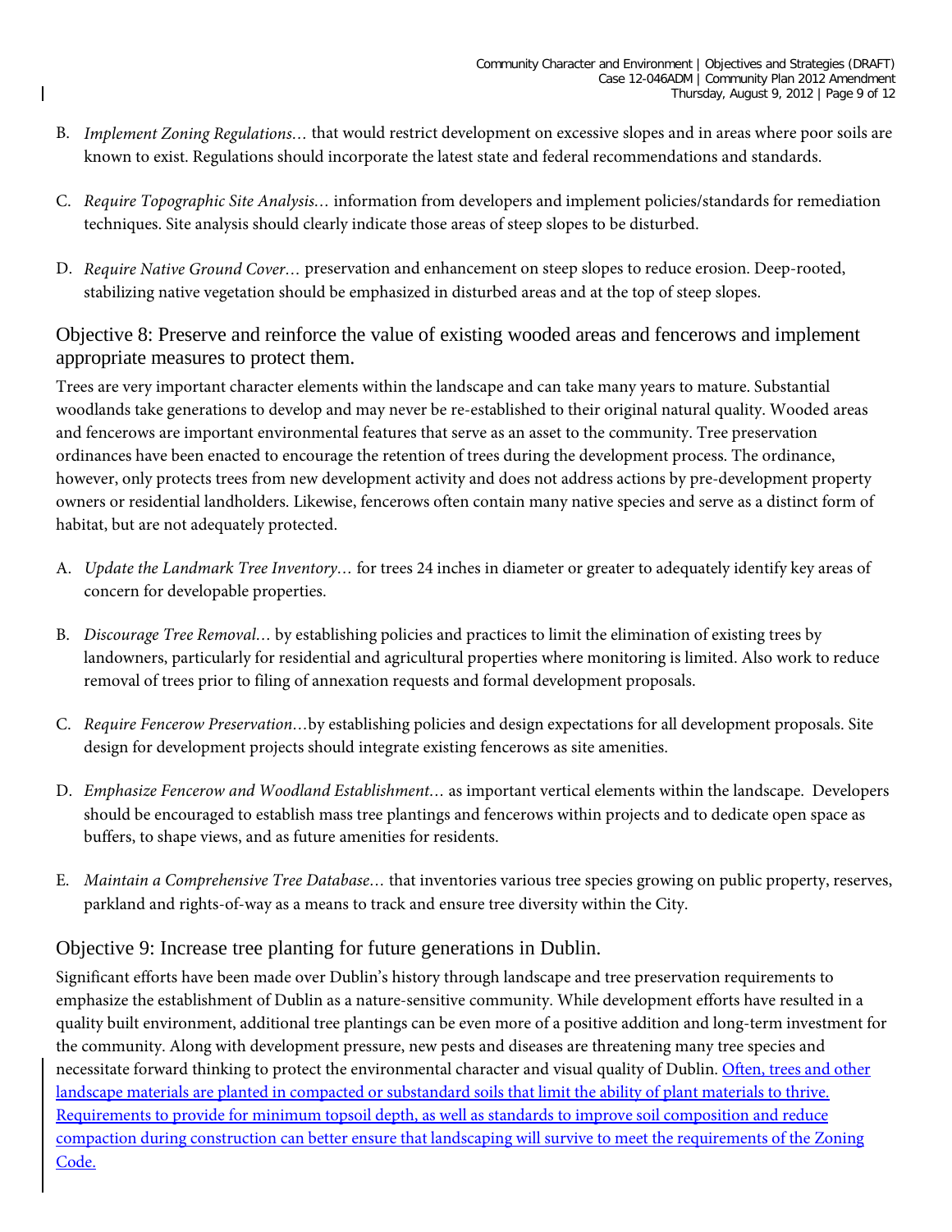B. *Implement Zoning Regulations…* that would restrict development on excessive slopes and in areas where poor soils are known to exist. Regulations should incorporate the latest state and federal recommendations and standards.

C. *Require Topographic Site Analysis…* information from developers and implement policies/standards for remediation techniques. Site analysis should clearly indicate those areas of steep slopes to be disturbed.

D. *Require Native Ground Cover…* preservation and enhancement on steep slopes to reduce erosion. Deep-rooted, stabilizing native vegetation should be emphasized in disturbed areas and at the top of steep slopes.

## Objective 8: Preserve and reinforce the value of existing wooded areas and fencerows and implement appropriate measures to protect them.

Trees are very important character elements within the landscape and can take many years to mature. Substantial woodlands take generations to develop and may never be re-established to their original natural quality. Wooded areas and fencerows are important environmental features that serve as an asset to the community. Tree preservation ordinances have been enacted to encourage the retention of trees during the development process. The ordinance, however, only protects trees from new development activity and does not address actions by pre-development property owners or residential landholders. Likewise, fencerows often contain many native species and serve as a distinct form of habitat, but are not adequately protected.

A. *Update the Landmark Tree Inventory…* for trees 24 inches in diameter or greater to adequately identify key areas of concern for developable properties.

B. *Discourage Tree Removal…* by establishing policies and practices to limit the elimination of existing trees by landowners, particularly for residential and agricultural properties where monitoring is limited. Also work to reduce removal of trees prior to filing of annexation requests and formal development proposals.

C. *Require Fencerow Preservation…*by establishing policies and design expectations for all development proposals. Site design for development projects should integrate existing fencerows as site amenities.

D. *Emphasize Fencerow and Woodland Establishment…* as important vertical elements within the landscape. Developers should be encouraged to establish mass tree plantings and fencerows within projects and to dedicate open space as buffers, to shape views, and as future amenities for residents.

E. *Maintain a Comprehensive Tree Database…* that inventories various tree species growing on public property, reserves, parkland and rights-of-way as a means to track and ensure tree diversity within the City.

## Objective 9: Increase tree planting for future generations in Dublin.

Significant efforts have been made over Dublin's history through landscape and tree preservation requirements to emphasize the establishment of Dublin as a nature-sensitive community. While development efforts have resulted in a quality built environment, additional tree plantings can be even more of a positive addition and long-term investment for the community. Along with development pressure, new pests and diseases are threatening many tree species and necessitate forward thinking to protect the environmental character and visual quality of Dublin. <u>Often, trees and other landscape materials are planted in compacted or substandard soils that limit the ability of plant materials to thrive. Requirements to provide for minimum topsoil depth, as well as standards to improve soil composition and reduce compaction during construction can better ensure that landscaping will survive to meet the requirements of the Zoning Code.</u>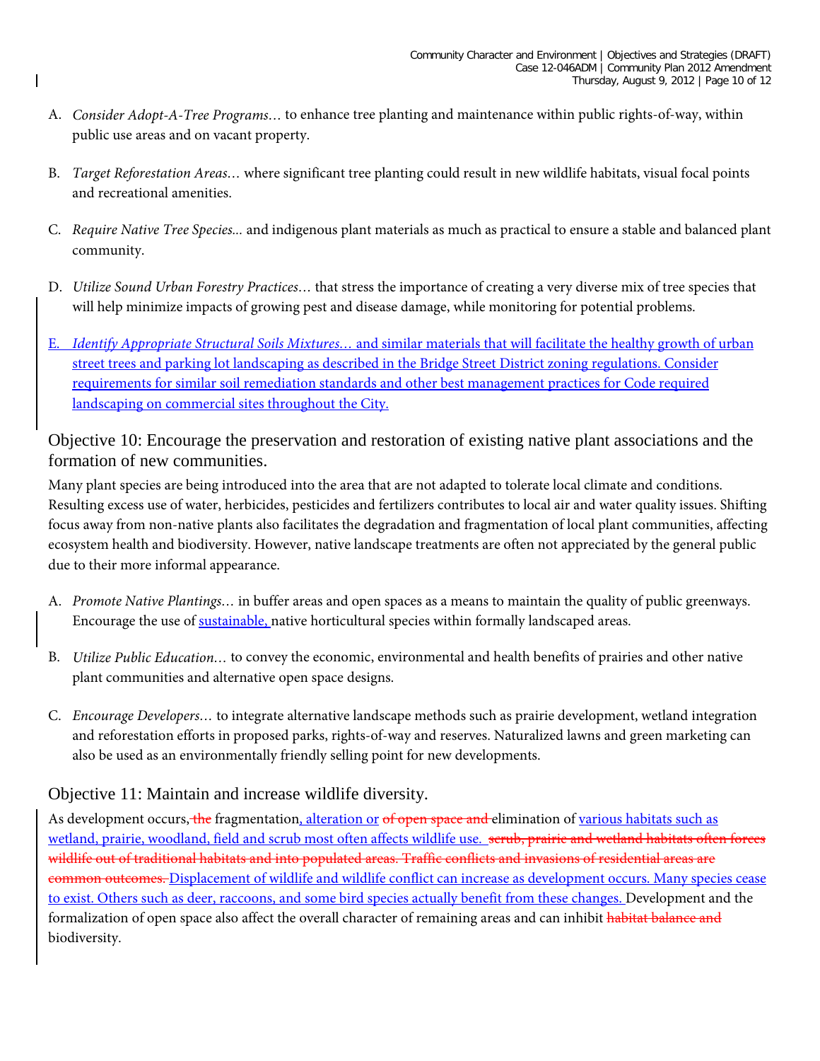A. *Consider Adopt-A-Tree Programs…* to enhance tree planting and maintenance within public rights-of-way, within public use areas and on vacant property.

B. *Target Reforestation Areas…* where significant tree planting could result in new wildlife habitats, visual focal points and recreational amenities.

C. *Require Native Tree Species...* and indigenous plant materials as much as practical to ensure a stable and balanced plant community.

D. *Utilize Sound Urban Forestry Practices…* that stress the importance of creating a very diverse mix of tree species that will help minimize impacts of growing pest and disease damage, while monitoring for potential problems.

E. *Identify Appropriate Structural Soils Mixtures…* and similar materials that will facilitate the healthy growth of urban street trees and parking lot landscaping as described in the Bridge Street District zoning regulations. Consider requirements for similar soil remediation standards and other best management practices for Code required landscaping on commercial sites throughout the City.

## Objective 10: Encourage the preservation and restoration of existing native plant associations and the formation of new communities.

Many plant species are being introduced into the area that are not adapted to tolerate local climate and conditions. Resulting excess use of water, herbicides, pesticides and fertilizers contributes to local air and water quality issues. Shifting focus away from non-native plants also facilitates the degradation and fragmentation of local plant communities, affecting ecosystem health and biodiversity. However, native landscape treatments are often not appreciated by the general public due to their more informal appearance.

A. *Promote Native Plantings…* in buffer areas and open spaces as a means to maintain the quality of public greenways. Encourage the use of sustainable, native horticultural species within formally landscaped areas.

B. *Utilize Public Education…* to convey the economic, environmental and health benefits of prairies and other native plant communities and alternative open space designs.

C. *Encourage Developers…* to integrate alternative landscape methods such as prairie development, wetland integration and reforestation efforts in proposed parks, rights-of-way and reserves. Naturalized lawns and green marketing can also be used as an environmentally friendly selling point for new developments.

## Objective 11: Maintain and increase wildlife diversity.

As development occurs, ~~the~~ fragmentation, alteration or ~~of open space and~~ elimination of various habitats such as wetland, prairie, woodland, field and scrub most often affects wildlife use. ~~scrub, prairie and wetland habitats often forces wildlife out of traditional habitats and into populated areas. Traffic conflicts and invasions of residential areas are common outcomes.~~ Displacement of wildlife and wildlife conflict can increase as development occurs. Many species cease to exist. Others such as deer, raccoons, and some bird species actually benefit from these changes. Development and the formalization of open space also affect the overall character of remaining areas and can inhibit ~~habitat balance and~~ biodiversity.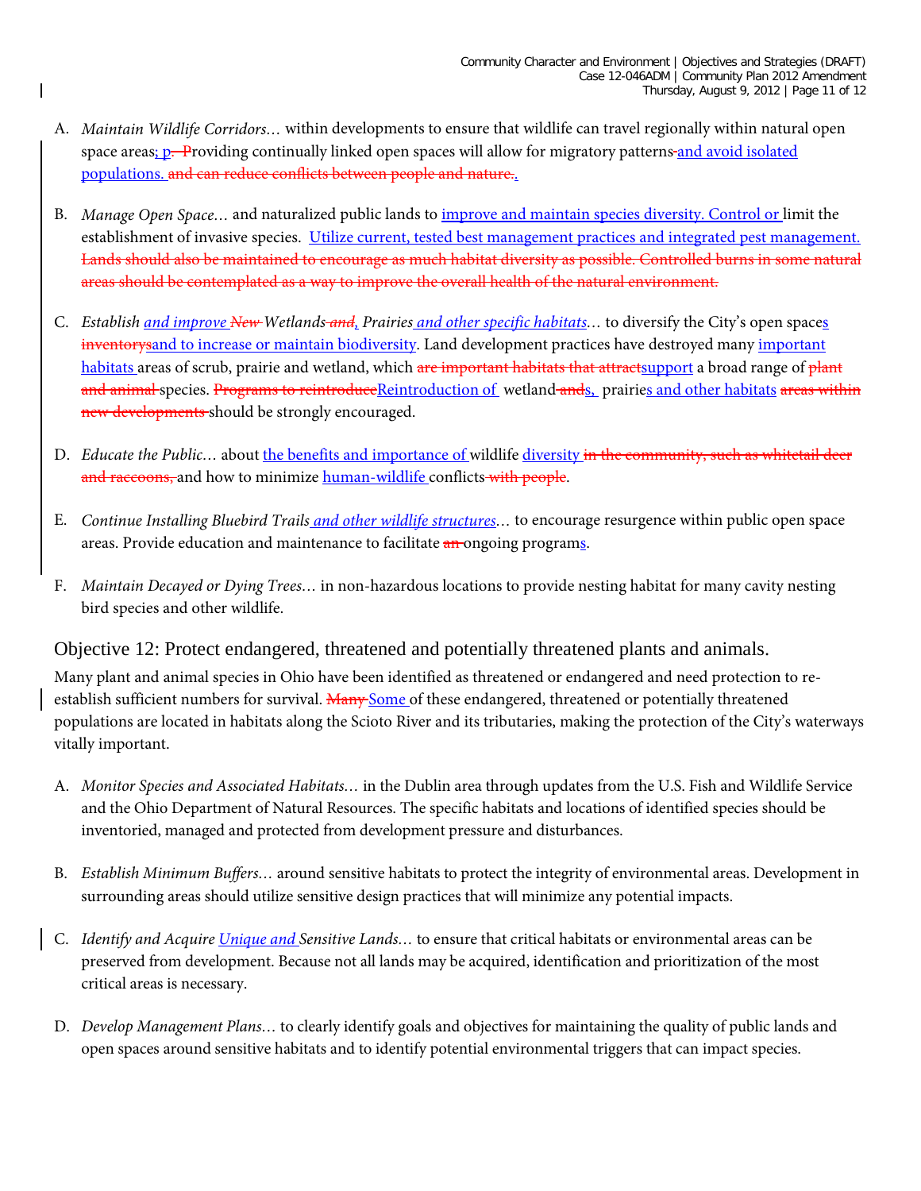A. *Maintain Wildlife Corridors…* within developments to ensure that wildlife can travel regionally within natural open space areas; p~~. P~~roviding continually linked open spaces will allow for migratory patterns and avoid isolated populations. ~~and can reduce conflicts between people and nature.~~.

B. *Manage Open Space…* and naturalized public lands to improve and maintain species diversity. Control or limit the establishment of invasive species. Utilize current, tested best management practices and integrated pest management. ~~Lands should also be maintained to encourage as much habitat diversity as possible. Controlled burns in some natural areas should be contemplated as a way to improve the overall health of the natural environment.~~

C. *Establish and improve ~~New~~ Wetlands ~~and~~, Prairies and other specific habitats…* to diversify the City's open spaces ~~inventorys~~and to increase or maintain biodiversity. Land development practices have destroyed many important habitats areas of scrub, prairie and wetland, which ~~are important habitats that attract~~support a broad range of ~~plant and animal~~ species. ~~Programs to reintroduce~~Reintroduction of wetland~~ and~~s, prairies and other habitats ~~areas within new developments~~ should be strongly encouraged.

D. *Educate the Public…* about the benefits and importance of wildlife diversity ~~in the community, such as whitetail deer and raccoons,~~ and how to minimize human-wildlife conflicts ~~with people~~.

E. *Continue Installing Bluebird Trails and other wildlife structures…* to encourage resurgence within public open space areas. Provide education and maintenance to facilitate ~~an~~ ongoing programs.

F. *Maintain Decayed or Dying Trees…* in non-hazardous locations to provide nesting habitat for many cavity nesting bird species and other wildlife.

## Objective 12: Protect endangered, threatened and potentially threatened plants and animals.

Many plant and animal species in Ohio have been identified as threatened or endangered and need protection to re-establish sufficient numbers for survival. ~~Many~~ Some of these endangered, threatened or potentially threatened populations are located in habitats along the Scioto River and its tributaries, making the protection of the City's waterways vitally important.

A. *Monitor Species and Associated Habitats…* in the Dublin area through updates from the U.S. Fish and Wildlife Service and the Ohio Department of Natural Resources. The specific habitats and locations of identified species should be inventoried, managed and protected from development pressure and disturbances.

B. *Establish Minimum Buffers…* around sensitive habitats to protect the integrity of environmental areas. Development in surrounding areas should utilize sensitive design practices that will minimize any potential impacts.

C. *Identify and Acquire Unique and Sensitive Lands…* to ensure that critical habitats or environmental areas can be preserved from development. Because not all lands may be acquired, identification and prioritization of the most critical areas is necessary.

D. *Develop Management Plans…* to clearly identify goals and objectives for maintaining the quality of public lands and open spaces around sensitive habitats and to identify potential environmental triggers that can impact species.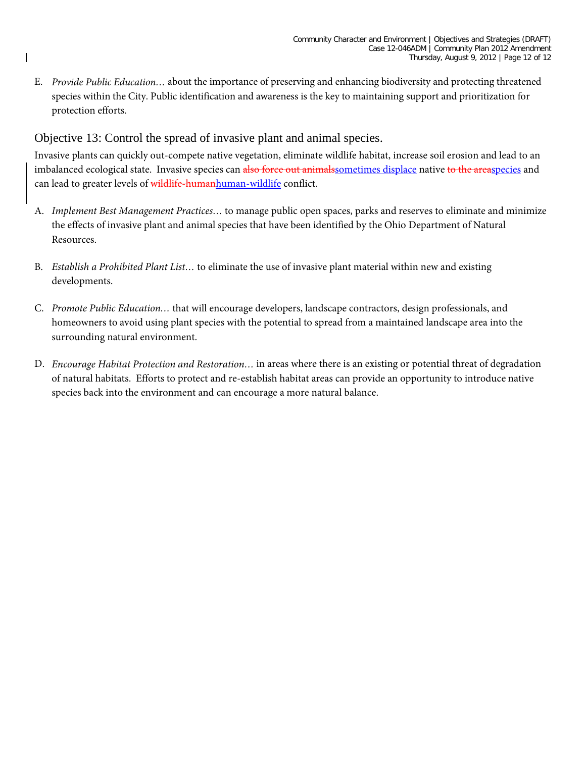E. *Provide Public Education…* about the importance of preserving and enhancing biodiversity and protecting threatened species within the City. Public identification and awareness is the key to maintaining support and prioritization for protection efforts.

## Objective 13: Control the spread of invasive plant and animal species.

Invasive plants can quickly out-compete native vegetation, eliminate wildlife habitat, increase soil erosion and lead to an imbalanced ecological state. Invasive species can ~~also force out animals~~sometimes displace native ~~to the area~~species and can lead to greater levels of ~~wildlife-human~~human-wildlife conflict.

A. *Implement Best Management Practices…* to manage public open spaces, parks and reserves to eliminate and minimize the effects of invasive plant and animal species that have been identified by the Ohio Department of Natural Resources.

B. *Establish a Prohibited Plant List…* to eliminate the use of invasive plant material within new and existing developments.

C. *Promote Public Education…* that will encourage developers, landscape contractors, design professionals, and homeowners to avoid using plant species with the potential to spread from a maintained landscape area into the surrounding natural environment.

D. *Encourage Habitat Protection and Restoration…* in areas where there is an existing or potential threat of degradation of natural habitats. Efforts to protect and re-establish habitat areas can provide an opportunity to introduce native species back into the environment and can encourage a more natural balance.